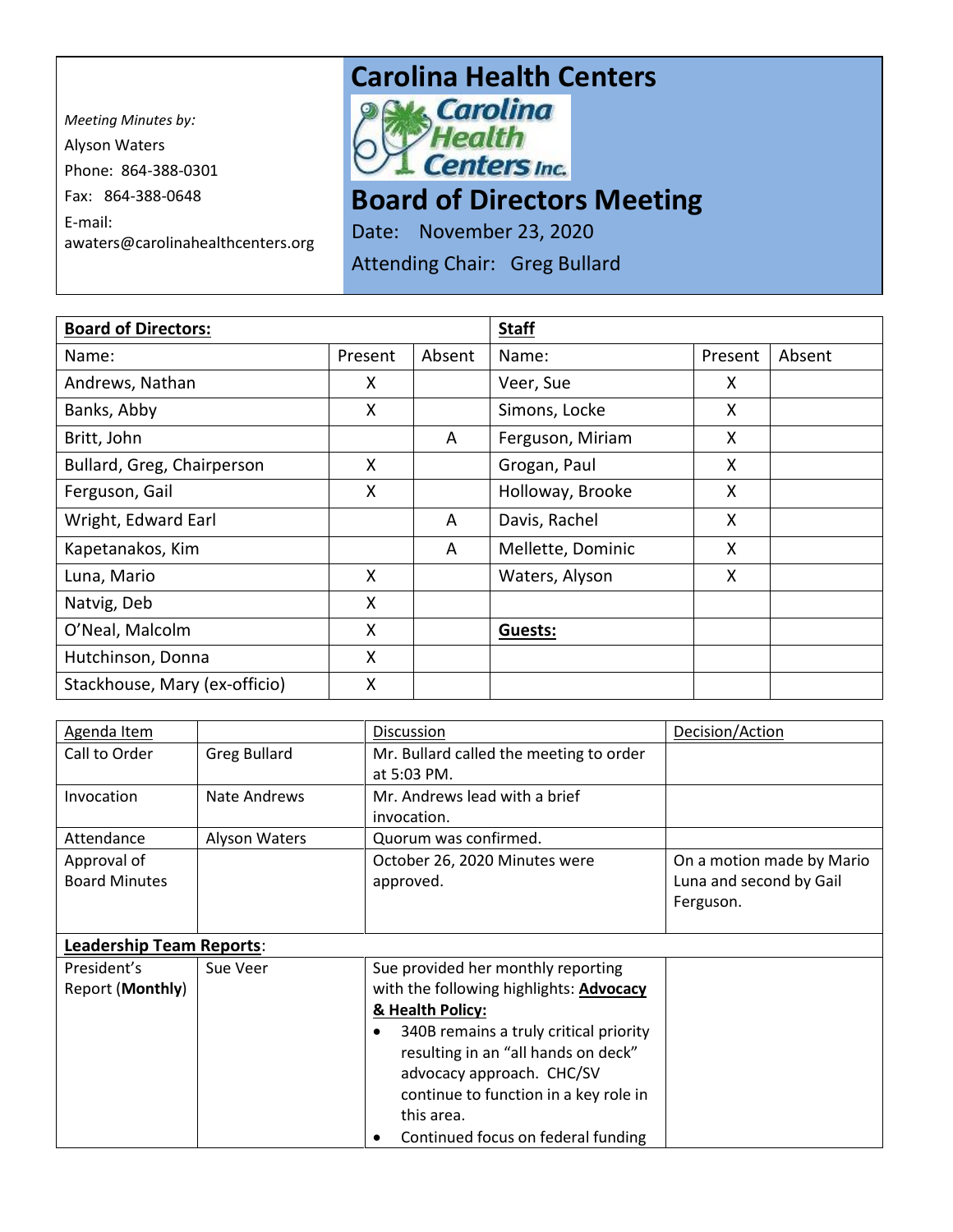*Meeting Minutes by:*
Alyson Waters
Phone: 864-388-0301
Fax: 864-388-0648
E-mail:
awaters@carolinahealthcenters.org

# Carolina Health Centers

Carolina Health Centers Inc.

# Board of Directors Meeting

Date: November 23, 2020

Attending Chair: Greg Bullard

| **Board of Directors:** | | | **Staff** | | |
|---|---|---|---|---|---|
| Name: | Present | Absent | Name: | Present | Absent |
| Andrews, Nathan | X | | Veer, Sue | X | |
| Banks, Abby | X | | Simons, Locke | X | |
| Britt, John | | A | Ferguson, Miriam | X | |
| Bullard, Greg, Chairperson | X | | Grogan, Paul | X | |
| Ferguson, Gail | X | | Holloway, Brooke | X | |
| Wright, Edward Earl | | A | Davis, Rachel | X | |
| Kapetanakos, Kim | | A | Mellette, Dominic | X | |
| Luna, Mario | X | | Waters, Alyson | X | |
| Natvig, Deb | X | | | | |
| O'Neal, Malcolm | X | | **Guests:** | | |
| Hutchinson, Donna | X | | | | |
| Stackhouse, Mary (ex-officio) | X | | | | |

| Agenda Item | | Discussion | Decision/Action |
|---|---|---|---|
| Call to Order | Greg Bullard | Mr. Bullard called the meeting to order at 5:03 PM. | |
| Invocation | Nate Andrews | Mr. Andrews lead with a brief invocation. | |
| Attendance | Alyson Waters | Quorum was confirmed. | |
| Approval of Board Minutes | | October 26, 2020 Minutes were approved. | On a motion made by Mario Luna and second by Gail Ferguson. |
| **Leadership Team Reports**: | | | |
| President's Report (**Monthly**) | Sue Veer | Sue provided her monthly reporting with the following highlights: **Advocacy & Health Policy:** <br>• 340B remains a truly critical priority resulting in an "all hands on deck" advocacy approach. CHC/SV continue to function in a key role in this area. <br>• Continued focus on federal funding | |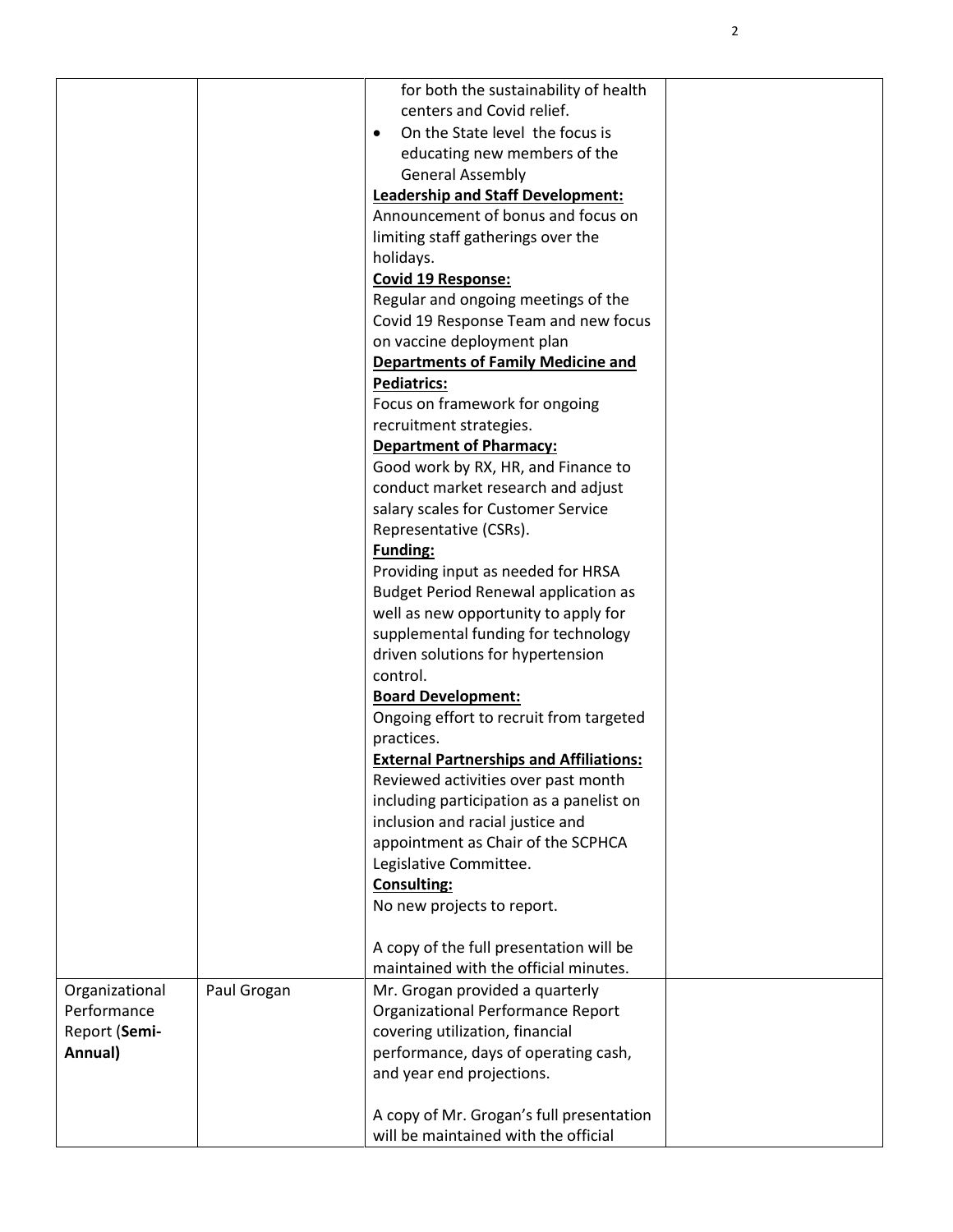| | | | |
|---|---|---|---|
| | | • for both the sustainability of health centers and Covid relief.<br>• On the State level the focus is educating new members of the General Assembly<br>**Leadership and Staff Development:**<br>Announcement of bonus and focus on limiting staff gatherings over the holidays.<br>**Covid 19 Response:**<br>Regular and ongoing meetings of the Covid 19 Response Team and new focus on vaccine deployment plan<br>**Departments of Family Medicine and Pediatrics:**<br>Focus on framework for ongoing recruitment strategies.<br>**Department of Pharmacy:**<br>Good work by RX, HR, and Finance to conduct market research and adjust salary scales for Customer Service Representative (CSRs).<br>**Funding:**<br>Providing input as needed for HRSA Budget Period Renewal application as well as new opportunity to apply for supplemental funding for technology driven solutions for hypertension control.<br>**Board Development:**<br>Ongoing effort to recruit from targeted practices.<br>**External Partnerships and Affiliations:**<br>Reviewed activities over past month including participation as a panelist on inclusion and racial justice and appointment as Chair of the SCPHCA Legislative Committee.<br>**Consulting:**<br>No new projects to report.<br><br>A copy of the full presentation will be maintained with the official minutes. | |
| Organizational Performance Report (**Semi-Annual)** | Paul Grogan | Mr. Grogan provided a quarterly Organizational Performance Report covering utilization, financial performance, days of operating cash, and year end projections.<br><br>A copy of Mr. Grogan's full presentation will be maintained with the official | |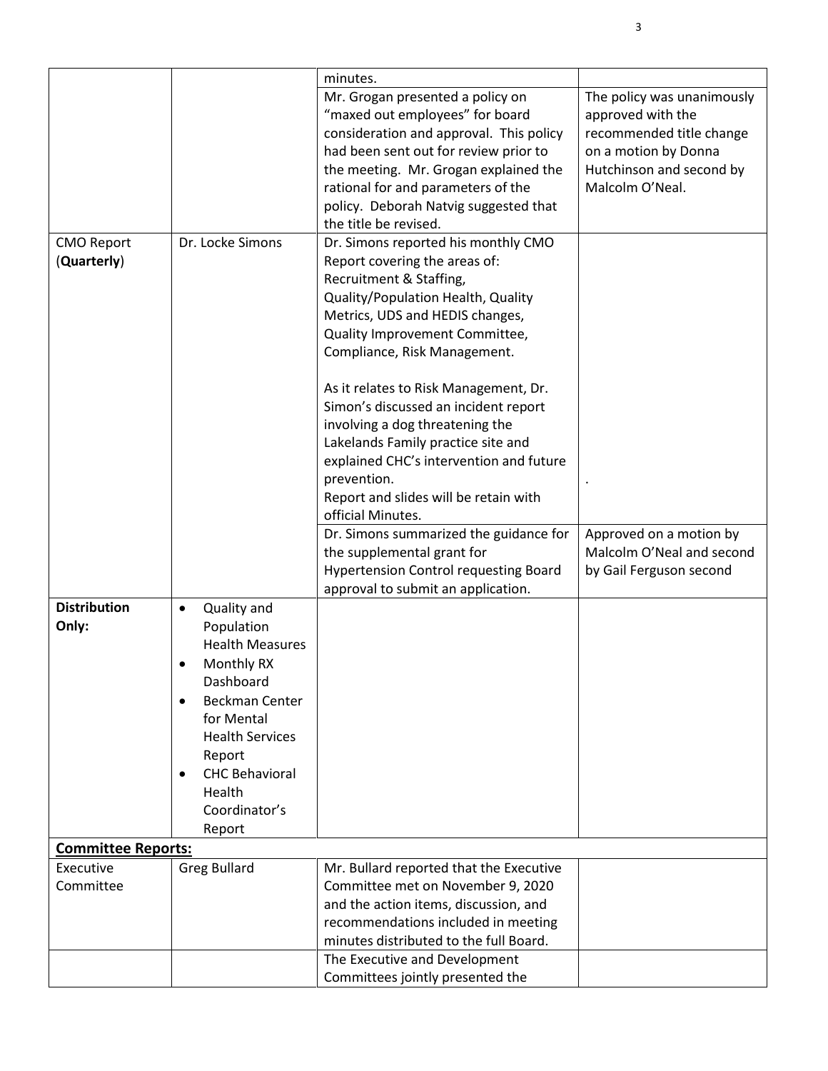| | | minutes. | |
|---|---|---|---|
| | | Mr. Grogan presented a policy on "maxed out employees" for board consideration and approval. This policy had been sent out for review prior to the meeting. Mr. Grogan explained the rational for and parameters of the policy. Deborah Natvig suggested that the title be revised. | The policy was unanimously approved with the recommended title change on a motion by Donna Hutchinson and second by Malcolm O'Neal. |
| CMO Report (**Quarterly**) | Dr. Locke Simons | Dr. Simons reported his monthly CMO Report covering the areas of: Recruitment & Staffing, Quality/Population Health, Quality Metrics, UDS and HEDIS changes, Quality Improvement Committee, Compliance, Risk Management.<br><br>As it relates to Risk Management, Dr. Simon's discussed an incident report involving a dog threatening the Lakelands Family practice site and explained CHC's intervention and future prevention.<br>Report and slides will be retain with official Minutes. | . |
| | | Dr. Simons summarized the guidance for the supplemental grant for Hypertension Control requesting Board approval to submit an application. | Approved on a motion by Malcolm O'Neal and second by Gail Ferguson second |
| **Distribution Only:** | • Quality and Population Health Measures<br>• Monthly RX Dashboard<br>• Beckman Center for Mental Health Services Report<br>• CHC Behavioral Health Coordinator's Report | | |
| **<u>Committee Reports:</u>** | | | |
| Executive Committee | Greg Bullard | Mr. Bullard reported that the Executive Committee met on November 9, 2020 and the action items, discussion, and recommendations included in meeting minutes distributed to the full Board. | |
| | | The Executive and Development Committees jointly presented the | |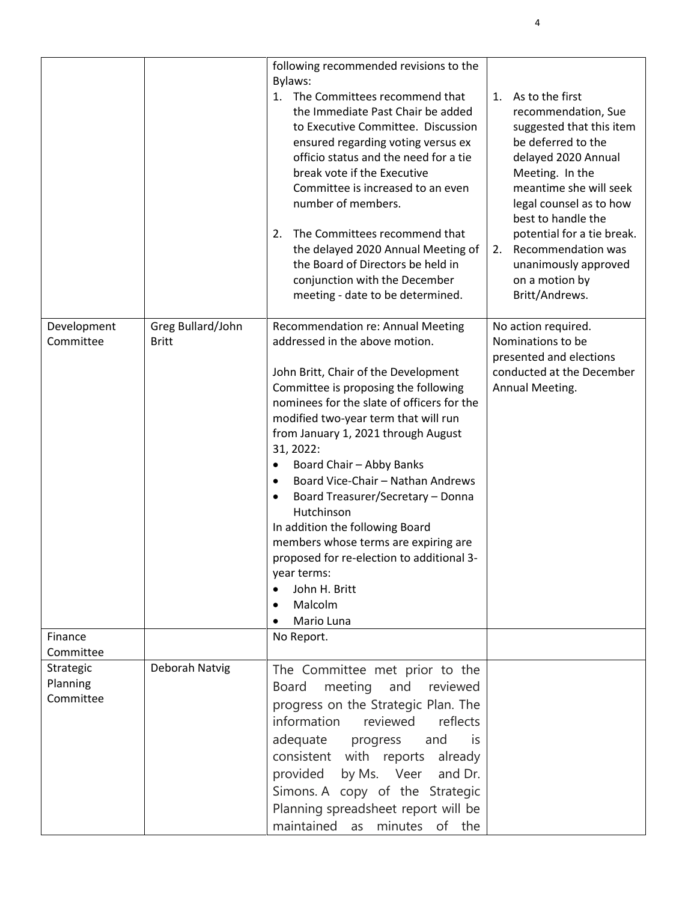| | | | |
|---|---|---|---|
| | | following recommended revisions to the Bylaws:<br>1. The Committees recommend that the Immediate Past Chair be added to Executive Committee. Discussion ensured regarding voting versus ex officio status and the need for a tie break vote if the Executive Committee is increased to an even number of members.<br>2. The Committees recommend that the delayed 2020 Annual Meeting of the Board of Directors be held in conjunction with the December meeting - date to be determined. | 1. As to the first recommendation, Sue suggested that this item be deferred to the delayed 2020 Annual Meeting. In the meantime she will seek legal counsel as to how best to handle the potential for a tie break.<br>2. Recommendation was unanimously approved on a motion by Britt/Andrews. |
| Development Committee | Greg Bullard/John Britt | Recommendation re: Annual Meeting addressed in the above motion.<br><br>John Britt, Chair of the Development Committee is proposing the following nominees for the slate of officers for the modified two-year term that will run from January 1, 2021 through August 31, 2022:<br>• Board Chair – Abby Banks<br>• Board Vice-Chair – Nathan Andrews<br>• Board Treasurer/Secretary – Donna Hutchinson<br>In addition the following Board members whose terms are expiring are proposed for re-election to additional 3-year terms:<br>• John H. Britt<br>• Malcolm<br>• Mario Luna | No action required. Nominations to be presented and elections conducted at the December Annual Meeting. |
| Finance Committee | | No Report. | |
| Strategic Planning Committee | Deborah Natvig | The Committee met prior to the Board meeting and reviewed progress on the Strategic Plan. The information reviewed reflects adequate progress and is consistent with reports already provided by Ms. Veer and Dr. Simons. A copy of the Strategic Planning spreadsheet report will be maintained as minutes of the | |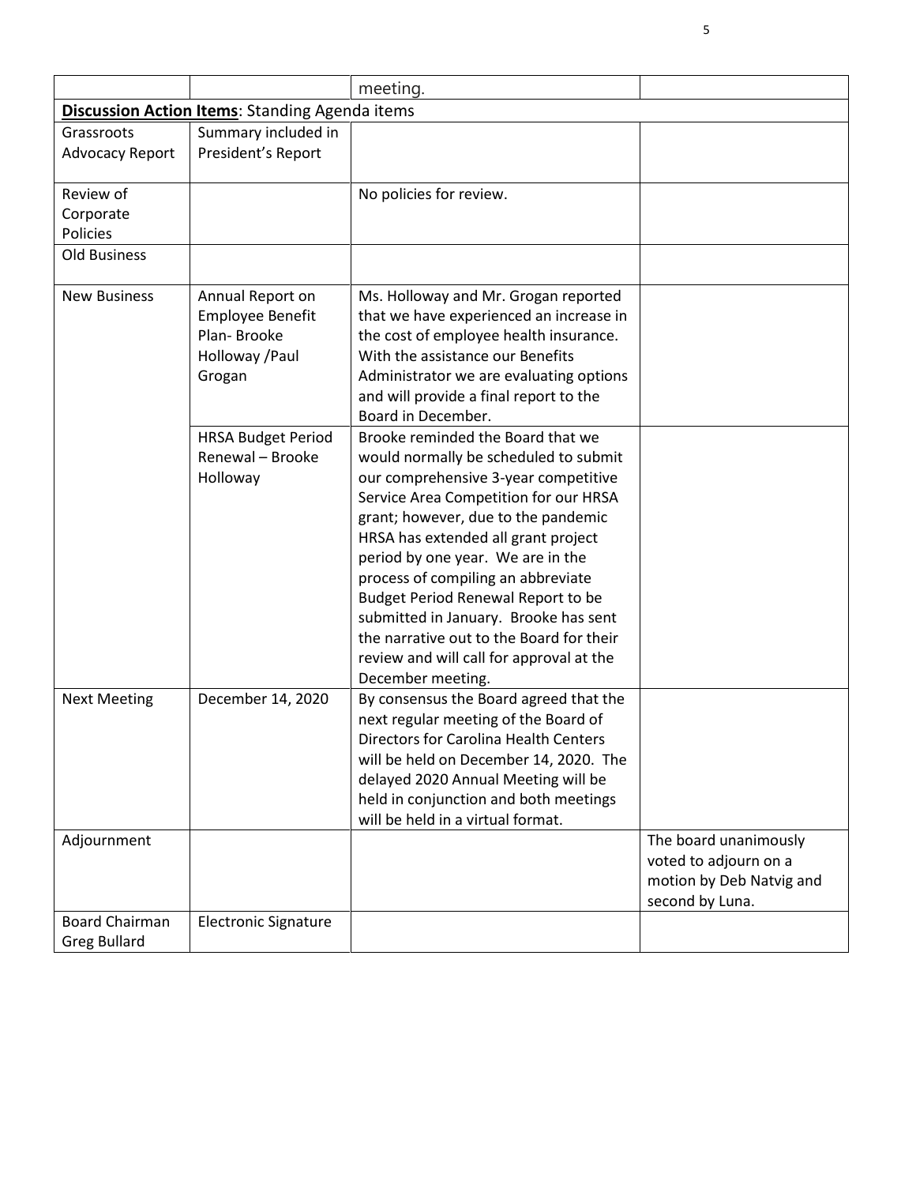| | | | |
|---|---|---|---|
| | | meeting. | |
| **Discussion Action Items**: Standing Agenda items | | | |
| Grassroots Advocacy Report | Summary included in President's Report | | |
| Review of Corporate Policies | | No policies for review. | |
| Old Business | | | |
| New Business | Annual Report on Employee Benefit Plan- Brooke Holloway /Paul Grogan | Ms. Holloway and Mr. Grogan reported that we have experienced an increase in the cost of employee health insurance. With the assistance our Benefits Administrator we are evaluating options and will provide a final report to the Board in December. | |
| | HRSA Budget Period Renewal – Brooke Holloway | Brooke reminded the Board that we would normally be scheduled to submit our comprehensive 3-year competitive Service Area Competition for our HRSA grant; however, due to the pandemic HRSA has extended all grant project period by one year. We are in the process of compiling an abbreviate Budget Period Renewal Report to be submitted in January. Brooke has sent the narrative out to the Board for their review and will call for approval at the December meeting. | |
| Next Meeting | December 14, 2020 | By consensus the Board agreed that the next regular meeting of the Board of Directors for Carolina Health Centers will be held on December 14, 2020. The delayed 2020 Annual Meeting will be held in conjunction and both meetings will be held in a virtual format. | |
| Adjournment | | | The board unanimously voted to adjourn on a motion by Deb Natvig and second by Luna. |
| Board Chairman Greg Bullard | Electronic Signature | | |